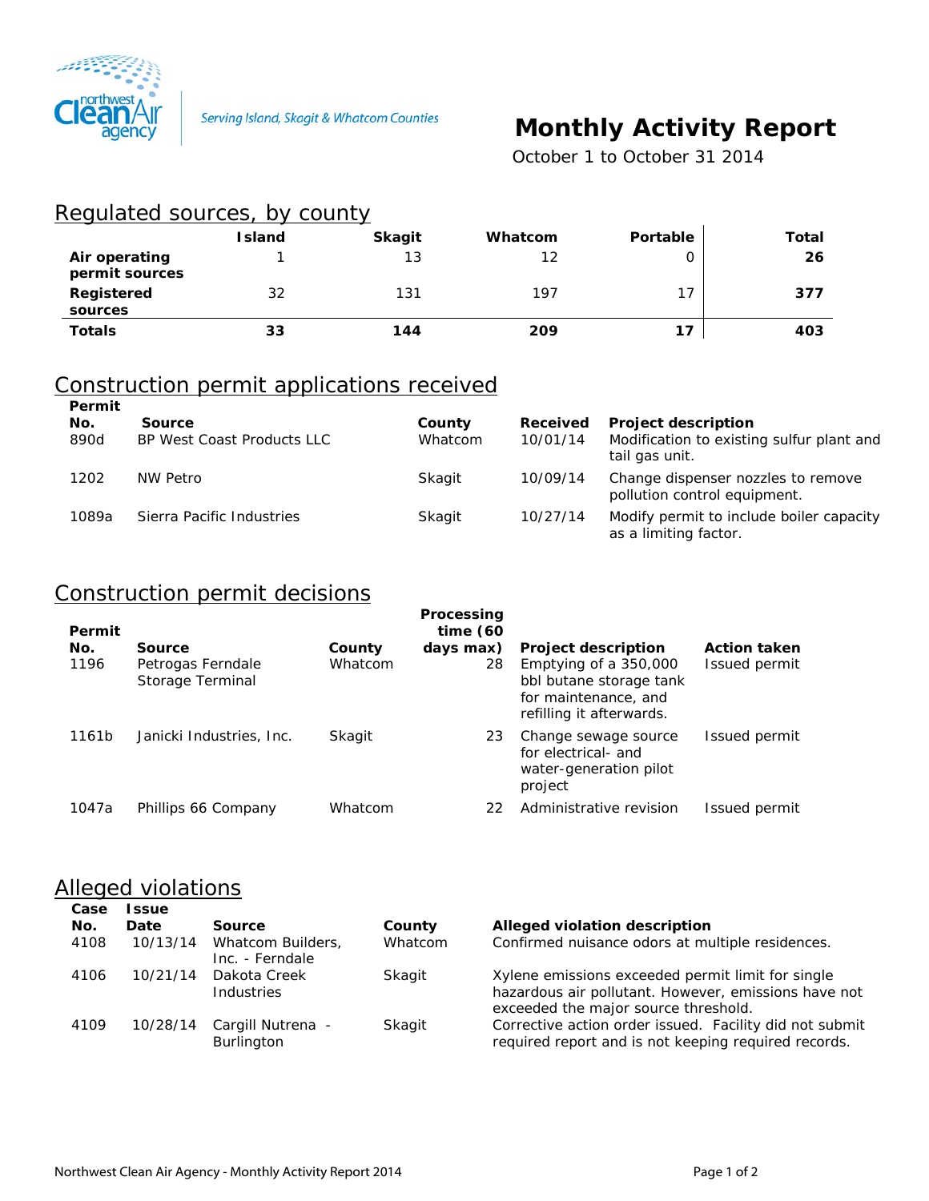Serving Island, Skagit & Whatcom Counties

# Monthly Activity Report

October 1 to October 31 2014

## Regulated sources, by county

| | Island | Skagit | Whatcom | Portable | Total |
|---|---|---|---|---|---|
| **Air operating permit sources** | 1 | 13 | 12 | 0 | **26** |
| **Registered sources** | 32 | 131 | 197 | 17 | **377** |
| **Totals** | **33** | **144** | **209** | **17** | **403** |

## Construction permit applications received

| Permit No. | Source | County | Received | Project description |
|---|---|---|---|---|
| 890d | BP West Coast Products LLC | Whatcom | 10/01/14 | Modification to existing sulfur plant and tail gas unit. |
| 1202 | NW Petro | Skagit | 10/09/14 | Change dispenser nozzles to remove pollution control equipment. |
| 1089a | Sierra Pacific Industries | Skagit | 10/27/14 | Modify permit to include boiler capacity as a limiting factor. |

## Construction permit decisions

| Permit No. | Source | County | Processing time (60 days max) | Project description | Action taken |
|---|---|---|---|---|---|
| 1196 | Petrogas Ferndale Storage Terminal | Whatcom | 28 | Emptying of a 350,000 bbl butane storage tank for maintenance, and refilling it afterwards. | Issued permit |
| 1161b | Janicki Industries, Inc. | Skagit | 23 | Change sewage source for electrical- and water-generation pilot project | Issued permit |
| 1047a | Phillips 66 Company | Whatcom | 22 | Administrative revision | Issued permit |

## Alleged violations

| Case No. | Issue Date | Source | County | Alleged violation description |
|---|---|---|---|---|
| 4108 | 10/13/14 | Whatcom Builders, Inc. - Ferndale | Whatcom | Confirmed nuisance odors at multiple residences. |
| 4106 | 10/21/14 | Dakota Creek Industries | Skagit | Xylene emissions exceeded permit limit for single hazardous air pollutant. However, emissions have not exceeded the major source threshold. |
| 4109 | 10/28/14 | Cargill Nutrena - Burlington | Skagit | Corrective action order issued. Facility did not submit required report and is not keeping required records. |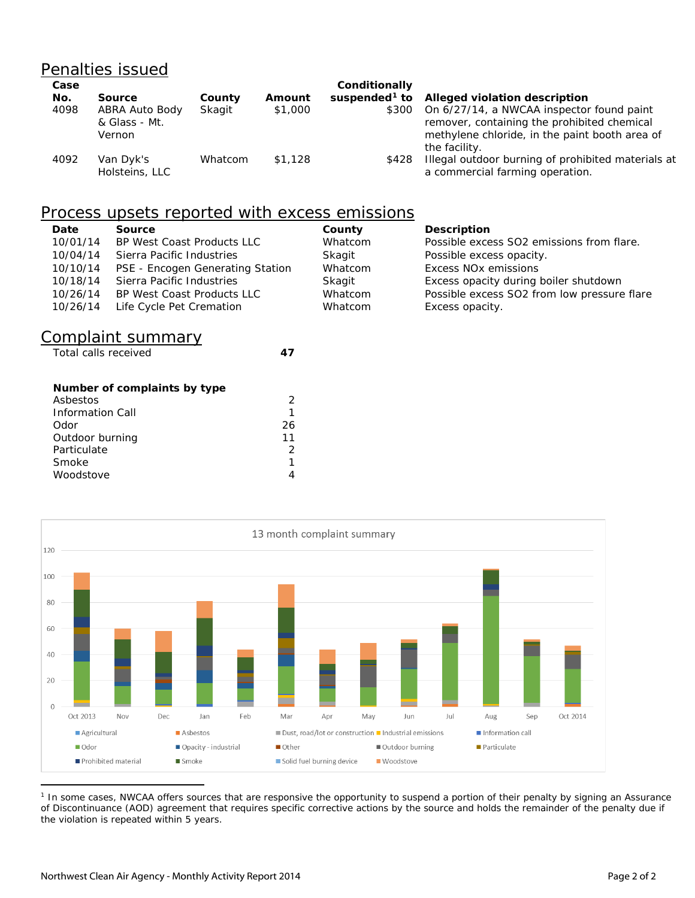## Penalties issued

| Case No. | Source | County | Amount | Conditionally suspended[1] to | Alleged violation description |
|---|---|---|---|---|---|
| 4098 | ABRA Auto Body & Glass - Mt. Vernon | Skagit | $1,000 | $300 | On 6/27/14, a NWCAA inspector found paint remover, containing the prohibited chemical methylene chloride, in the paint booth area of the facility. |
| 4092 | Van Dyk's Holsteins, LLC | Whatcom | $1,128 | $428 | Illegal outdoor burning of prohibited materials at a commercial farming operation. |

## Process upsets reported with excess emissions

| Date | Source | County | Description |
|---|---|---|---|
| 10/01/14 | BP West Coast Products LLC | Whatcom | Possible excess SO2 emissions from flare. |
| 10/04/14 | Sierra Pacific Industries | Skagit | Possible excess opacity. |
| 10/10/14 | PSE - Encogen Generating Station | Whatcom | Excess NOx emissions |
| 10/18/14 | Sierra Pacific Industries | Skagit | Excess opacity during boiler shutdown |
| 10/26/14 | BP West Coast Products LLC | Whatcom | Possible excess SO2 from low pressure flare |
| 10/26/14 | Life Cycle Pet Cremation | Whatcom | Excess opacity. |

## Complaint summary

| | |
|---|---|
| Total calls received | **47** |

| **Number of complaints by type** | |
|---|---|
| Asbestos | 2 |
| Information Call | 1 |
| Odor | 26 |
| Outdoor burning | 11 |
| Particulate | 2 |
| Smoke | 1 |
| Woodstove | 4 |

13 month complaint summary

120
100
80
60
40
20
0

Oct 2013 Nov Dec Jan Feb Mar Apr May Jun Jul Aug Sep Oct 2014

Agricultural, Asbestos, Dust, road/lot or construction, Industrial emissions, Information call, Odor, Opacity - industrial, Other, Outdoor burning, Particulate, Prohibited material, Smoke, Solid fuel burning device, Woodstove

[1] In some cases, NWCAA offers sources that are responsive the opportunity to suspend a portion of their penalty by signing an Assurance of Discontinuance (AOD) agreement that requires specific corrective actions by the source and holds the remainder of the penalty due if the violation is repeated within 5 years.